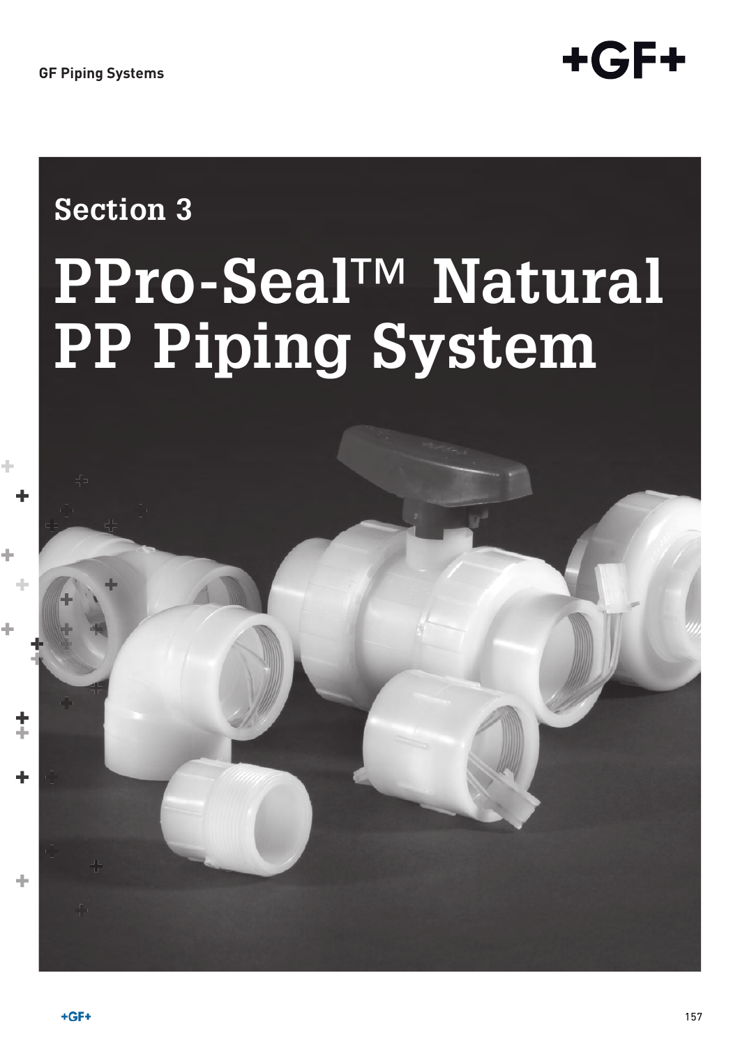GF Piping Systems

# Section 3

# PPro-Seal™ Natural PP Piping System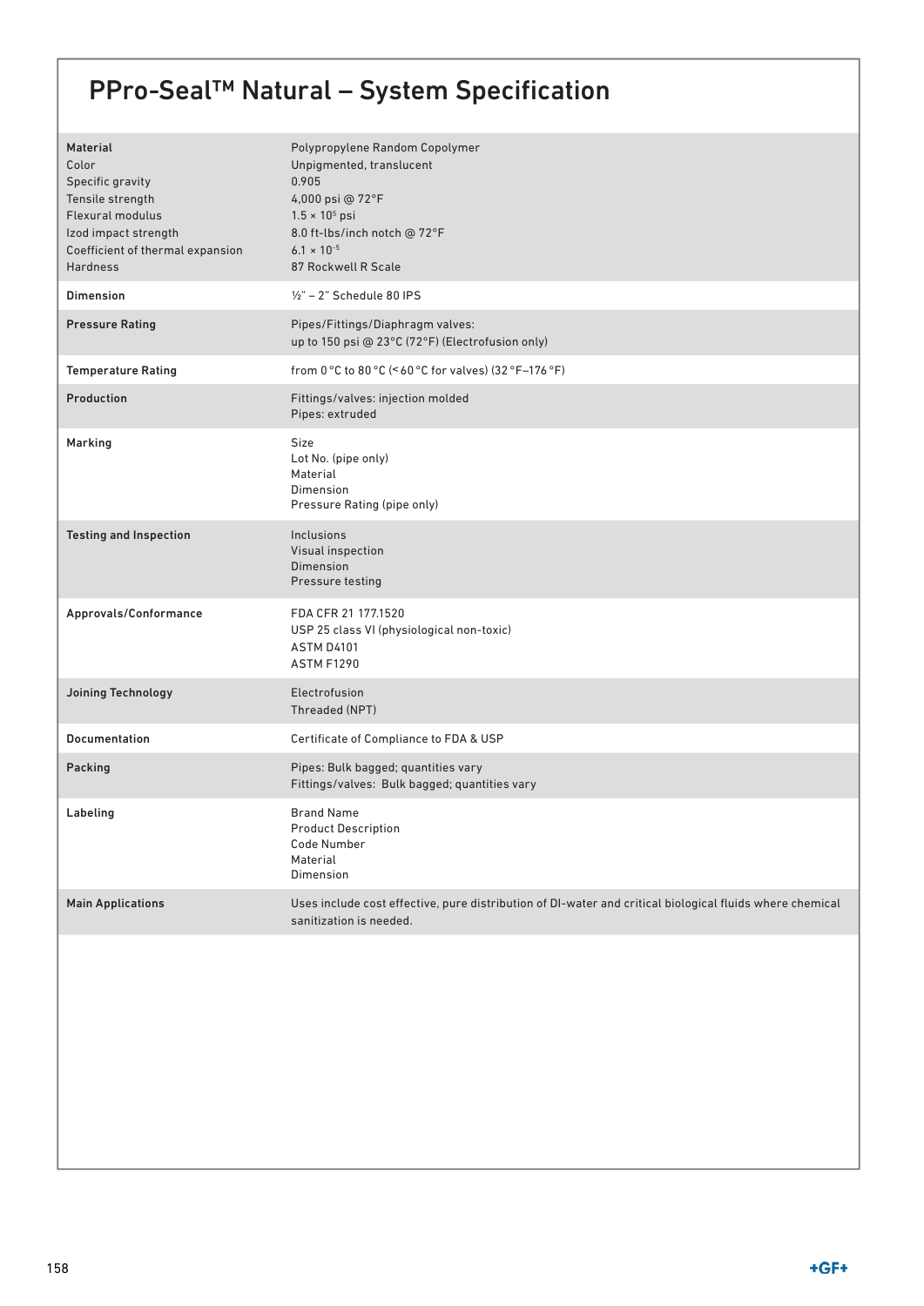# PPro-Seal™ Natural – System Specification

| | |
|---|---|
| **Material**<br>Color<br>Specific gravity<br>Tensile strength<br>Flexural modulus<br>Izod impact strength<br>Coefficient of thermal expansion<br>Hardness | Polypropylene Random Copolymer<br>Unpigmented, translucent<br>0.905<br>4,000 psi @ 72°F<br>$1.5 \times 10^5$ psi<br>8.0 ft-lbs/inch notch @ 72°F<br>$6.1 \times 10^{-5}$<br>87 Rockwell R Scale |
| **Dimension** | ½" – 2" Schedule 80 IPS |
| **Pressure Rating** | Pipes/Fittings/Diaphragm valves:<br>up to 150 psi @ 23°C (72°F) (Electrofusion only) |
| **Temperature Rating** | from 0 °C to 80 °C (< 60 °C for valves) (32 °F–176 °F) |
| **Production** | Fittings/valves: injection molded<br>Pipes: extruded |
| **Marking** | Size<br>Lot No. (pipe only)<br>Material<br>Dimension<br>Pressure Rating (pipe only) |
| **Testing and Inspection** | Inclusions<br>Visual inspection<br>Dimension<br>Pressure testing |
| **Approvals/Conformance** | FDA CFR 21 177.1520<br>USP 25 class VI (physiological non-toxic)<br>ASTM D4101<br>ASTM F1290 |
| **Joining Technology** | Electrofusion<br>Threaded (NPT) |
| **Documentation** | Certificate of Compliance to FDA & USP |
| **Packing** | Pipes: Bulk bagged; quantities vary<br>Fittings/valves: Bulk bagged; quantities vary |
| **Labeling** | Brand Name<br>Product Description<br>Code Number<br>Material<br>Dimension |
| **Main Applications** | Uses include cost effective, pure distribution of DI-water and critical biological fluids where chemical sanitization is needed. |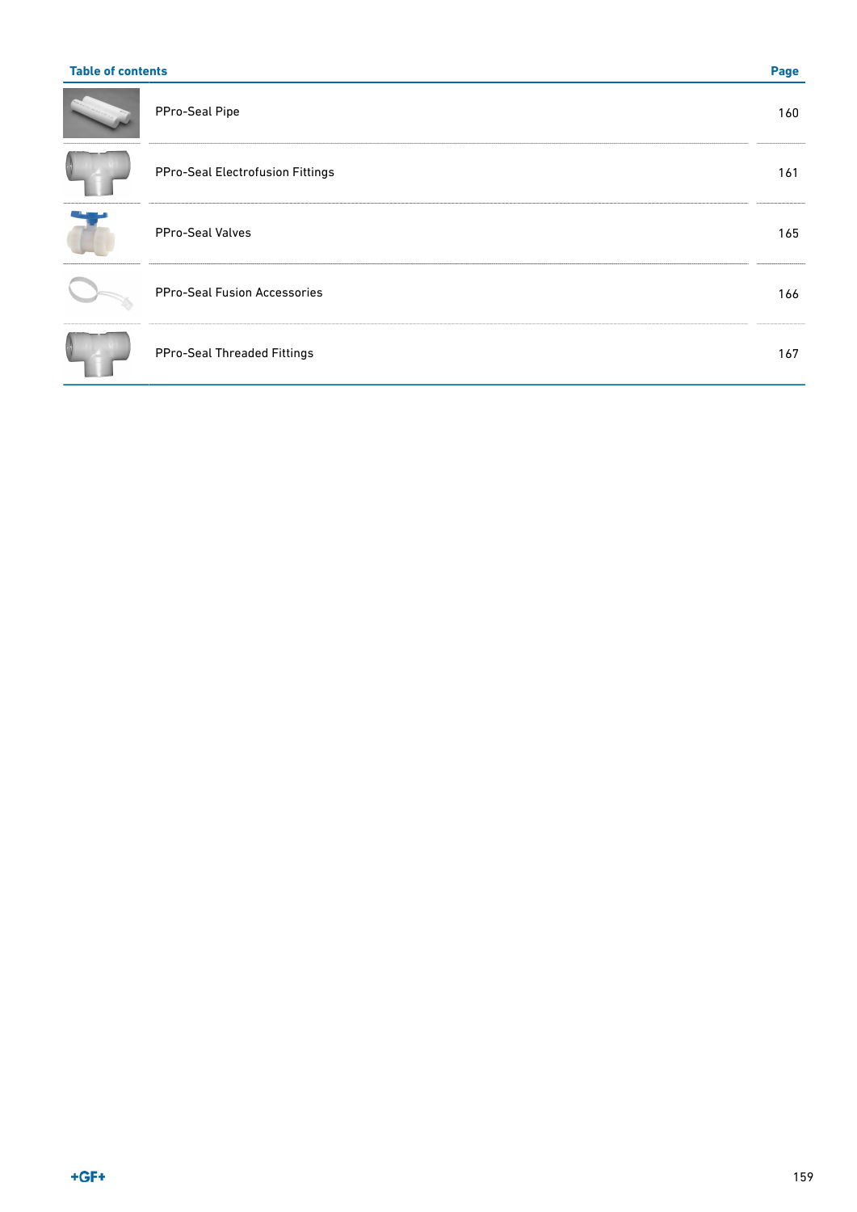| Table of contents | Page |
|---|---|
| PPro-Seal Pipe | 160 |
| PPro-Seal Electrofusion Fittings | 161 |
| PPro-Seal Valves | 165 |
| PPro-Seal Fusion Accessories | 166 |
| PPro-Seal Threaded Fittings | 167 |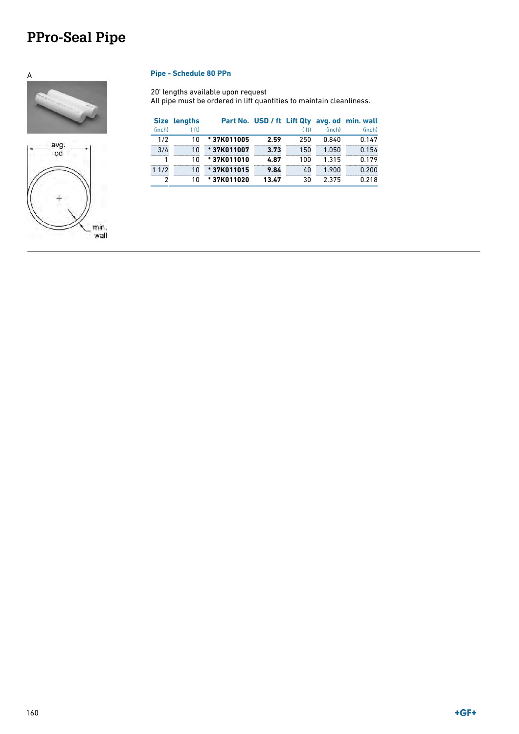# PPro-Seal Pipe

A

avg. od

min. wall

### Pipe - Schedule 80 PPn

20' lengths available upon request
All pipe must be ordered in lift quantities to maintain cleanliness.

| Size (inch) | lengths ( ft) | Part No. | USD / ft | Lift Qty ( ft) | avg. od (inch) | min. wall (inch) |
|---|---|---|---|---|---|---|
| 1/2 | 10 | * 37K011005 | 2.59 | 250 | 0.840 | 0.147 |
| 3/4 | 10 | * 37K011007 | 3.73 | 150 | 1.050 | 0.154 |
| 1 | 10 | * 37K011010 | 4.87 | 100 | 1.315 | 0.179 |
| 1 1/2 | 10 | * 37K011015 | 9.84 | 40 | 1.900 | 0.200 |
| 2 | 10 | * 37K011020 | 13.47 | 30 | 2.375 | 0.218 |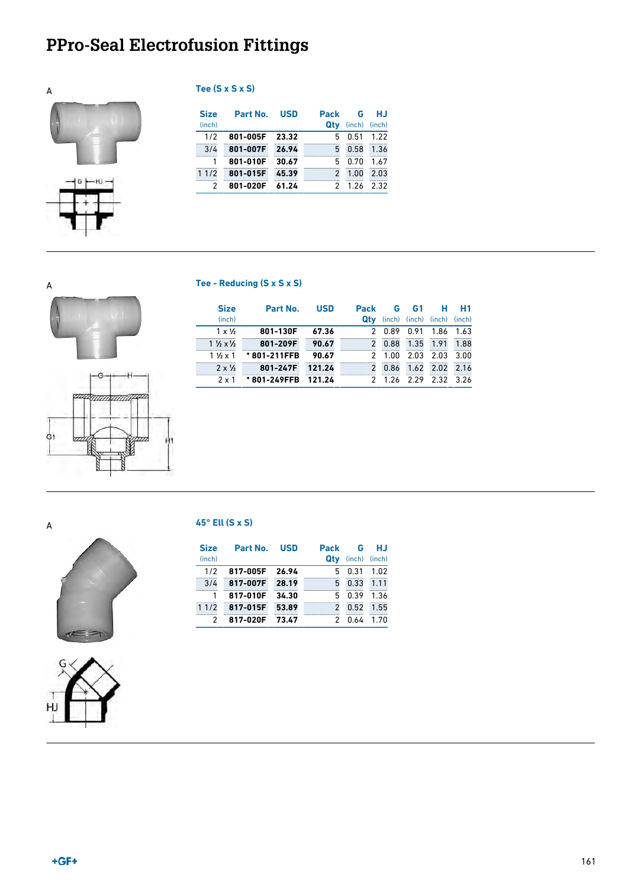# PPro-Seal Electrofusion Fittings

A

### Tee (S x S x S)

| Size (inch) | Part No. | USD | Pack Qty | G (inch) | HJ (inch) |
|---|---|---|---|---|---|
| 1/2 | 801-005F | 23.32 | 5 | 0.51 | 1.22 |
| 3/4 | 801-007F | 26.94 | 5 | 0.58 | 1.36 |
| 1 | 801-010F | 30.67 | 5 | 0.70 | 1.67 |
| 1 1/2 | 801-015F | 45.39 | 2 | 1.00 | 2.03 |
| 2 | 801-020F | 61.24 | 2 | 1.26 | 2.32 |

A

### Tee - Reducing (S x S x S)

| Size (inch) | Part No. | USD | Pack Qty | G (inch) | G1 (inch) | H (inch) | H1 (inch) |
|---|---|---|---|---|---|---|---|
| 1 x ½ | 801-130F | 67.36 | 2 | 0.89 | 0.91 | 1.86 | 1.63 |
| 1 ½ x ½ | 801-209F | 90.67 | 2 | 0.88 | 1.35 | 1.91 | 1.88 |
| 1 ½ x 1 | * 801-211FFB | 90.67 | 2 | 1.00 | 2.03 | 2.03 | 3.00 |
| 2 x ½ | 801-247F | 121.24 | 2 | 0.86 | 1.62 | 2.02 | 2.16 |
| 2 x 1 | * 801-249FFB | 121.24 | 2 | 1.26 | 2.29 | 2.32 | 3.26 |

A

### 45° Ell (S x S)

| Size (inch) | Part No. | USD | Pack Qty | G (inch) | HJ (inch) |
|---|---|---|---|---|---|
| 1/2 | 817-005F | 26.94 | 5 | 0.31 | 1.02 |
| 3/4 | 817-007F | 28.19 | 5 | 0.33 | 1.11 |
| 1 | 817-010F | 34.30 | 5 | 0.39 | 1.36 |
| 1 1/2 | 817-015F | 53.89 | 2 | 0.52 | 1.55 |
| 2 | 817-020F | 73.47 | 2 | 0.64 | 1.70 |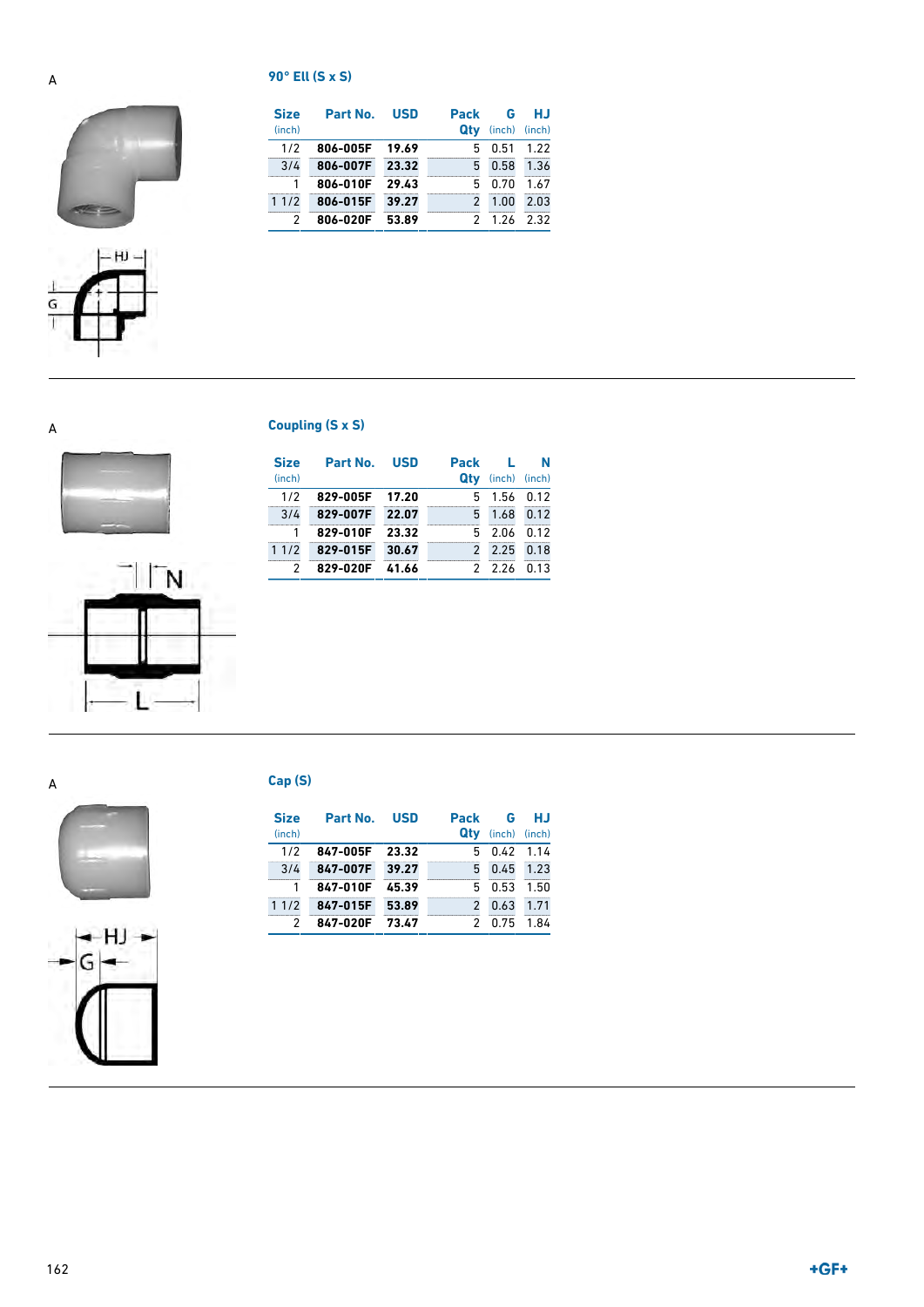A

### 90° Ell (S x S)

| Size (inch) | Part No. | USD | Pack Qty | G (inch) | HJ (inch) |
|---|---|---|---|---|---|
| 1/2 | **806-005F** | **19.69** | 5 | 0.51 | 1.22 |
| 3/4 | **806-007F** | **23.32** | 5 | 0.58 | 1.36 |
| 1 | **806-010F** | **29.43** | 5 | 0.70 | 1.67 |
| 1 1/2 | **806-015F** | **39.27** | 2 | 1.00 | 2.03 |
| 2 | **806-020F** | **53.89** | 2 | 1.26 | 2.32 |

A

### Coupling (S x S)

| Size (inch) | Part No. | USD | Pack Qty | L (inch) | N (inch) |
|---|---|---|---|---|---|
| 1/2 | **829-005F** | **17.20** | 5 | 1.56 | 0.12 |
| 3/4 | **829-007F** | **22.07** | 5 | 1.68 | 0.12 |
| 1 | **829-010F** | **23.32** | 5 | 2.06 | 0.12 |
| 1 1/2 | **829-015F** | **30.67** | 2 | 2.25 | 0.18 |
| 2 | **829-020F** | **41.66** | 2 | 2.26 | 0.13 |

A

### Cap (S)

| Size (inch) | Part No. | USD | Pack Qty | G (inch) | HJ (inch) |
|---|---|---|---|---|---|
| 1/2 | **847-005F** | **23.32** | 5 | 0.42 | 1.14 |
| 3/4 | **847-007F** | **39.27** | 5 | 0.45 | 1.23 |
| 1 | **847-010F** | **45.39** | 5 | 0.53 | 1.50 |
| 1 1/2 | **847-015F** | **53.89** | 2 | 0.63 | 1.71 |
| 2 | **847-020F** | **73.47** | 2 | 0.75 | 1.84 |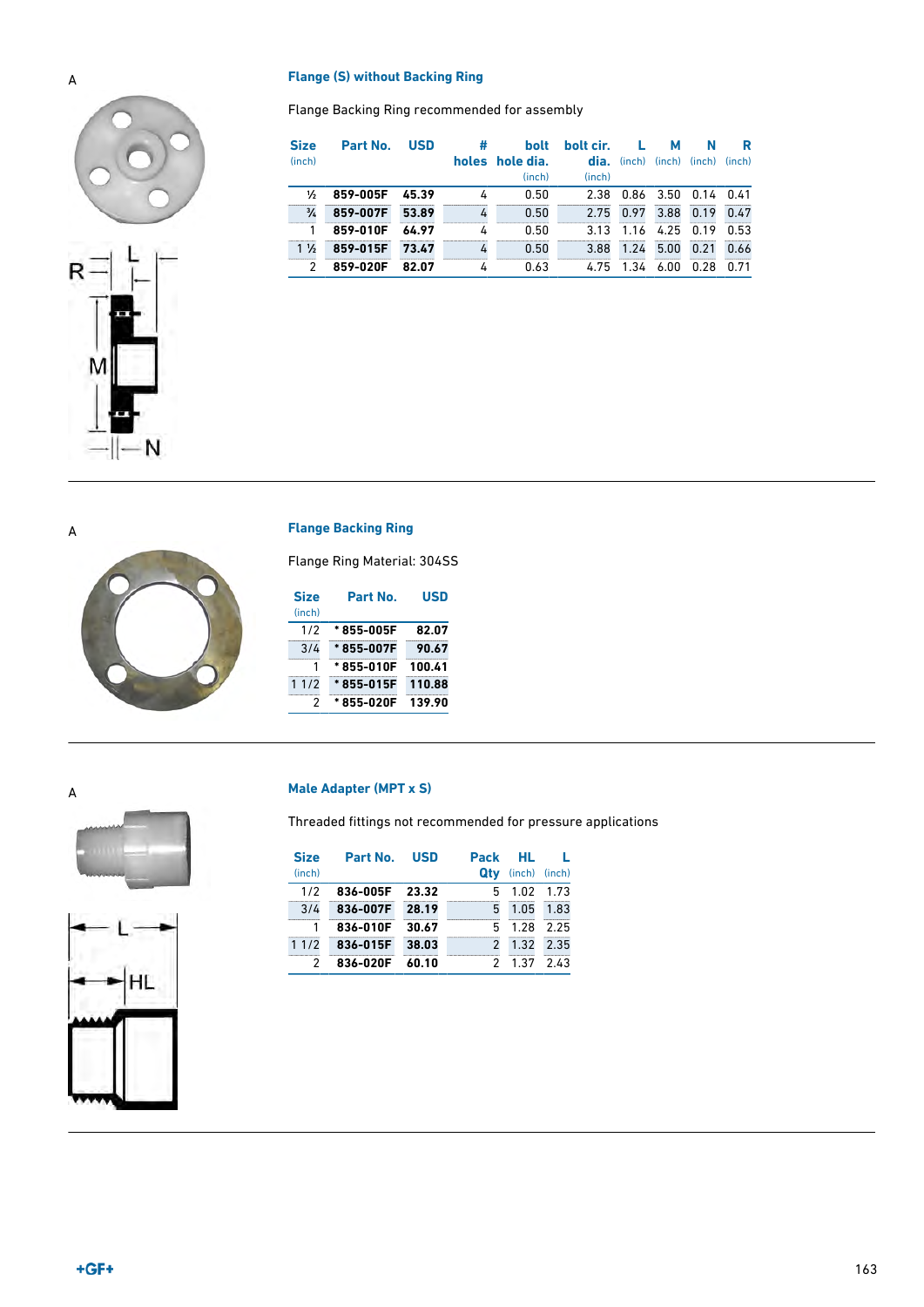A

## Flange (S) without Backing Ring

Flange Backing Ring recommended for assembly

| Size (inch) | Part No. | USD | # holes | bolt hole dia. (inch) | bolt cir. dia. (inch) | L (inch) | M (inch) | N (inch) | R (inch) |
|---|---|---|---|---|---|---|---|---|---|
| ½ | **859-005F** | **45.39** | 4 | 0.50 | 2.38 | 0.86 | 3.50 | 0.14 | 0.41 |
| ¾ | **859-007F** | **53.89** | 4 | 0.50 | 2.75 | 0.97 | 3.88 | 0.19 | 0.47 |
| 1 | **859-010F** | **64.97** | 4 | 0.50 | 3.13 | 1.16 | 4.25 | 0.19 | 0.53 |
| 1 ½ | **859-015F** | **73.47** | 4 | 0.50 | 3.88 | 1.24 | 5.00 | 0.21 | 0.66 |
| 2 | **859-020F** | **82.07** | 4 | 0.63 | 4.75 | 1.34 | 6.00 | 0.28 | 0.71 |

A

## Flange Backing Ring

Flange Ring Material: 304SS

| Size (inch) | Part No. | USD |
|---|---|---|
| 1/2 | **\* 855-005F** | **82.07** |
| 3/4 | **\* 855-007F** | **90.67** |
| 1 | **\* 855-010F** | **100.41** |
| 1 1/2 | **\* 855-015F** | **110.88** |
| 2 | **\* 855-020F** | **139.90** |

A

## Male Adapter (MPT x S)

Threaded fittings not recommended for pressure applications

| Size (inch) | Part No. | USD | Pack Qty | HL (inch) | L (inch) |
|---|---|---|---|---|---|
| 1/2 | **836-005F** | **23.32** | 5 | 1.02 | 1.73 |
| 3/4 | **836-007F** | **28.19** | 5 | 1.05 | 1.83 |
| 1 | **836-010F** | **30.67** | 5 | 1.28 | 2.25 |
| 1 1/2 | **836-015F** | **38.03** | 2 | 1.32 | 2.35 |
| 2 | **836-020F** | **60.10** | 2 | 1.37 | 2.43 |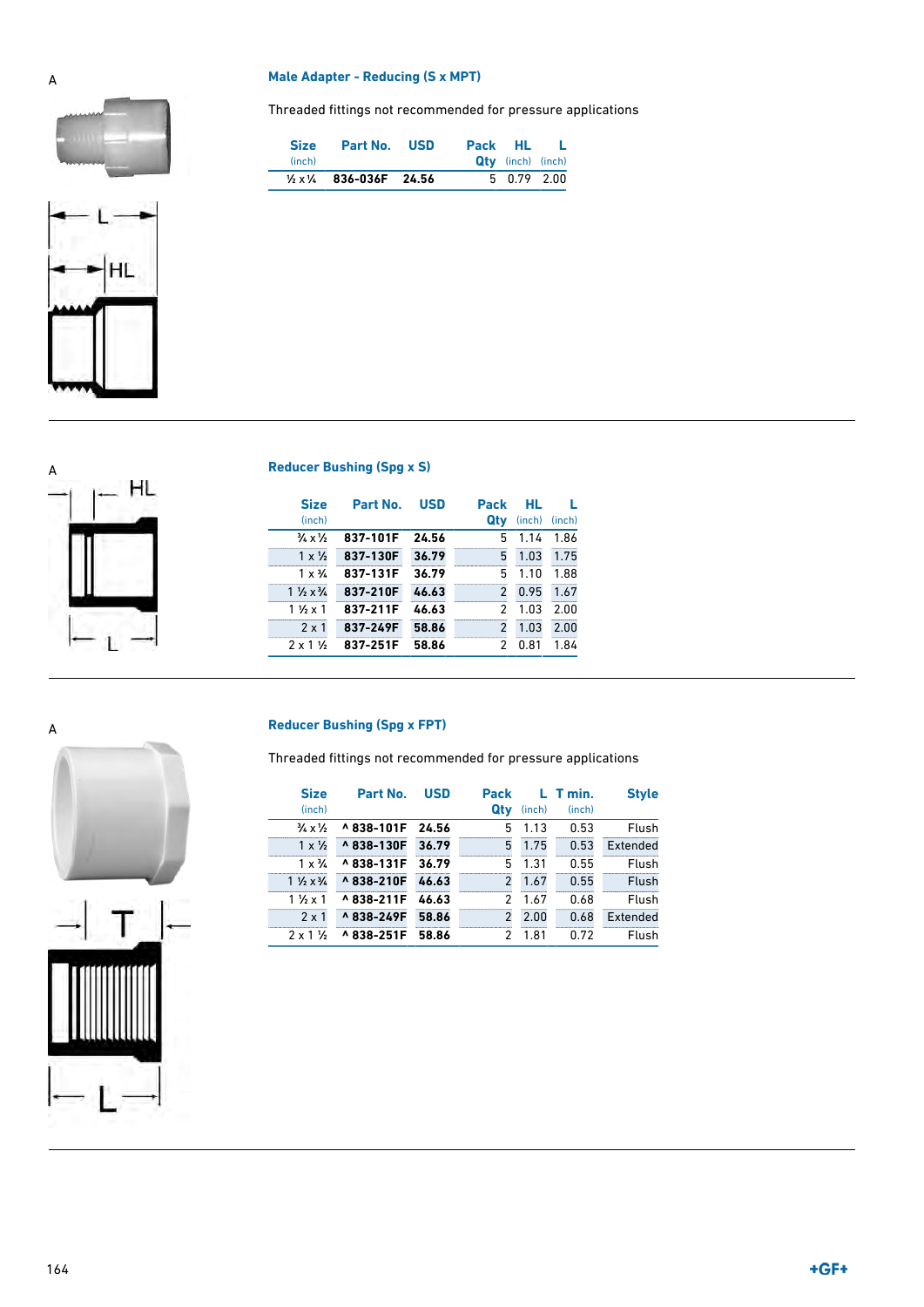A

## Male Adapter - Reducing (S x MPT)

Threaded fittings not recommended for pressure applications

| Size (inch) | Part No. | USD | Pack Qty | HL (inch) | L (inch) |
|---|---|---|---|---|---|
| ½ x ¼ | **836-036F** | **24.56** | 5 | 0.79 | 2.00 |

A

## Reducer Bushing (Spg x S)

| Size (inch) | Part No. | USD | Pack Qty | HL (inch) | L (inch) |
|---|---|---|---|---|---|
| ¾ x ½ | **837-101F** | **24.56** | 5 | 1.14 | 1.86 |
| 1 x ½ | **837-130F** | **36.79** | 5 | 1.03 | 1.75 |
| 1 x ¾ | **837-131F** | **36.79** | 5 | 1.10 | 1.88 |
| 1 ½ x ¾ | **837-210F** | **46.63** | 2 | 0.95 | 1.67 |
| 1 ½ x 1 | **837-211F** | **46.63** | 2 | 1.03 | 2.00 |
| 2 x 1 | **837-249F** | **58.86** | 2 | 1.03 | 2.00 |
| 2 x 1 ½ | **837-251F** | **58.86** | 2 | 0.81 | 1.84 |

A

## Reducer Bushing (Spg x FPT)

Threaded fittings not recommended for pressure applications

| Size (inch) | Part No. | USD | Pack Qty | L (inch) | T min. (inch) | Style |
|---|---|---|---|---|---|---|
| ¾ x ½ | **^ 838-101F** | **24.56** | 5 | 1.13 | 0.53 | Flush |
| 1 x ½ | **^ 838-130F** | **36.79** | 5 | 1.75 | 0.53 | Extended |
| 1 x ¾ | **^ 838-131F** | **36.79** | 5 | 1.31 | 0.55 | Flush |
| 1 ½ x ¾ | **^ 838-210F** | **46.63** | 2 | 1.67 | 0.55 | Flush |
| 1 ½ x 1 | **^ 838-211F** | **46.63** | 2 | 1.67 | 0.68 | Flush |
| 2 x 1 | **^ 838-249F** | **58.86** | 2 | 2.00 | 0.68 | Extended |
| 2 x 1 ½ | **^ 838-251F** | **58.86** | 2 | 1.81 | 0.72 | Flush |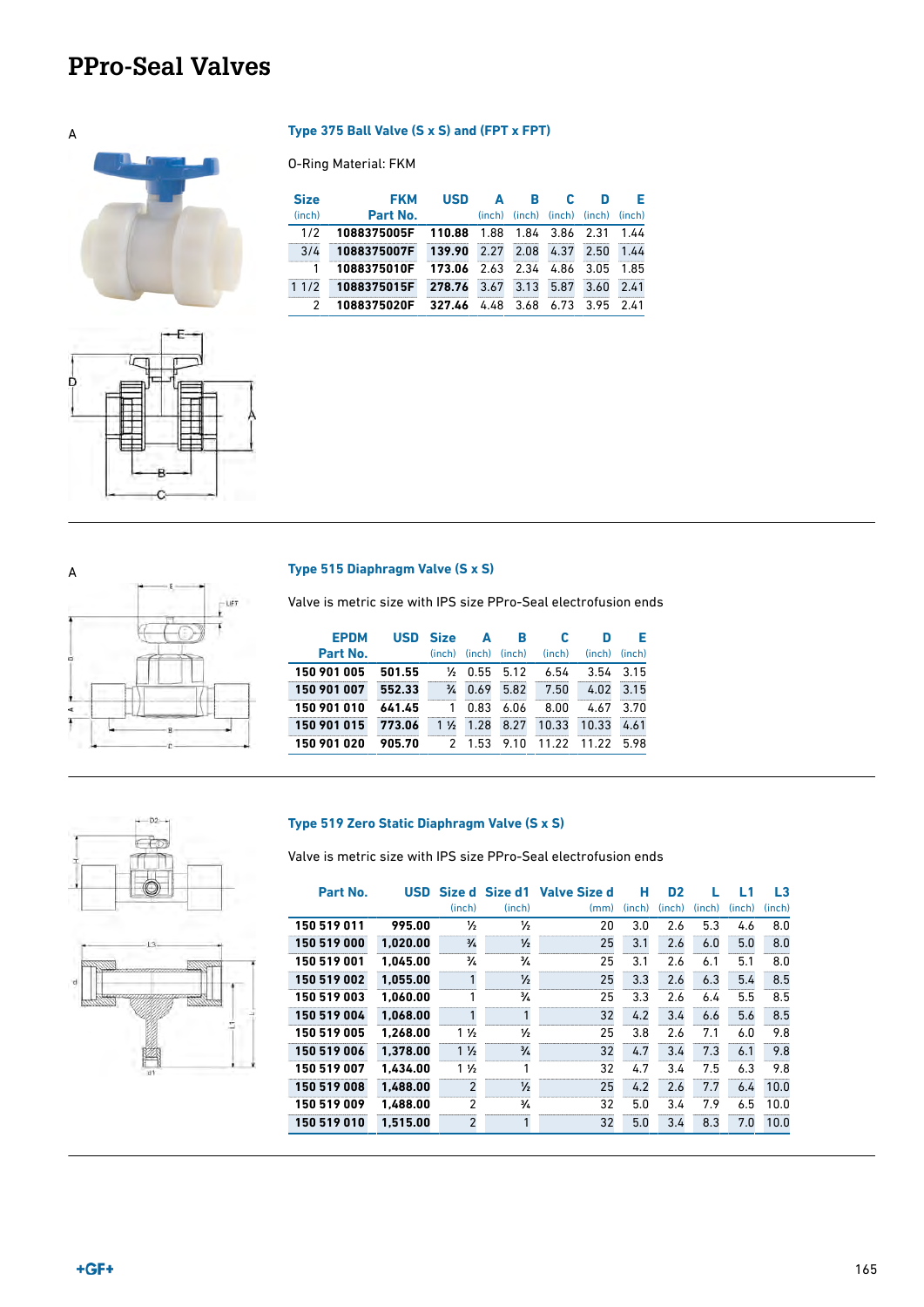# PPro-Seal Valves

A

### Type 375 Ball Valve (S x S) and (FPT x FPT)

O-Ring Material: FKM

| Size (inch) | FKM Part No. | USD | A (inch) | B (inch) | C (inch) | D (inch) | E (inch) |
|---|---|---|---|---|---|---|---|
| 1/2 | 1088375005F | 110.88 | 1.88 | 1.84 | 3.86 | 2.31 | 1.44 |
| 3/4 | 1088375007F | 139.90 | 2.27 | 2.08 | 4.37 | 2.50 | 1.44 |
| 1 | 1088375010F | 173.06 | 2.63 | 2.34 | 4.86 | 3.05 | 1.85 |
| 1 1/2 | 1088375015F | 278.76 | 3.67 | 3.13 | 5.87 | 3.60 | 2.41 |
| 2 | 1088375020F | 327.46 | 4.48 | 3.68 | 6.73 | 3.95 | 2.41 |

A

### Type 515 Diaphragm Valve (S x S)

Valve is metric size with IPS size PPro-Seal electrofusion ends

| EPDM Part No. | USD | Size (inch) | A (inch) | B (inch) | C (inch) | D (inch) | E (inch) |
|---|---|---|---|---|---|---|---|
| 150 901 005 | 501.55 | ½ | 0.55 | 5.12 | 6.54 | 3.54 | 3.15 |
| 150 901 007 | 552.33 | ¾ | 0.69 | 5.82 | 7.50 | 4.02 | 3.15 |
| 150 901 010 | 641.45 | 1 | 0.83 | 6.06 | 8.00 | 4.67 | 3.70 |
| 150 901 015 | 773.06 | 1 ½ | 1.28 | 8.27 | 10.33 | 10.33 | 4.61 |
| 150 901 020 | 905.70 | 2 | 1.53 | 9.10 | 11.22 | 11.22 | 5.98 |

### Type 519 Zero Static Diaphragm Valve (S x S)

Valve is metric size with IPS size PPro-Seal electrofusion ends

| Part No. | USD | Size d (inch) | Size d1 (inch) | Valve Size d (mm) | H (inch) | D2 (inch) | L (inch) | L1 (inch) | L3 (inch) |
|---|---|---|---|---|---|---|---|---|---|
| 150 519 011 | 995.00 | ½ | ½ | 20 | 3.0 | 2.6 | 5.3 | 4.6 | 8.0 |
| 150 519 000 | 1,020.00 | ¾ | ½ | 25 | 3.1 | 2.6 | 6.0 | 5.0 | 8.0 |
| 150 519 001 | 1,045.00 | ¾ | ¾ | 25 | 3.1 | 2.6 | 6.1 | 5.1 | 8.0 |
| 150 519 002 | 1,055.00 | 1 | ½ | 25 | 3.3 | 2.6 | 6.3 | 5.4 | 8.5 |
| 150 519 003 | 1,060.00 | 1 | ¾ | 25 | 3.3 | 2.6 | 6.4 | 5.5 | 8.5 |
| 150 519 004 | 1,068.00 | 1 | 1 | 32 | 4.2 | 3.4 | 6.6 | 5.6 | 8.5 |
| 150 519 005 | 1,268.00 | 1 ½ | ½ | 25 | 3.8 | 2.6 | 7.1 | 6.0 | 9.8 |
| 150 519 006 | 1,378.00 | 1 ½ | ¾ | 32 | 4.7 | 3.4 | 7.3 | 6.1 | 9.8 |
| 150 519 007 | 1,434.00 | 1 ½ | 1 | 32 | 4.7 | 3.4 | 7.5 | 6.3 | 9.8 |
| 150 519 008 | 1,488.00 | 2 | ½ | 25 | 4.2 | 2.6 | 7.7 | 6.4 | 10.0 |
| 150 519 009 | 1,488.00 | 2 | ¾ | 32 | 5.0 | 3.4 | 7.9 | 6.5 | 10.0 |
| 150 519 010 | 1,515.00 | 2 | 1 | 32 | 5.0 | 3.4 | 8.3 | 7.0 | 10.0 |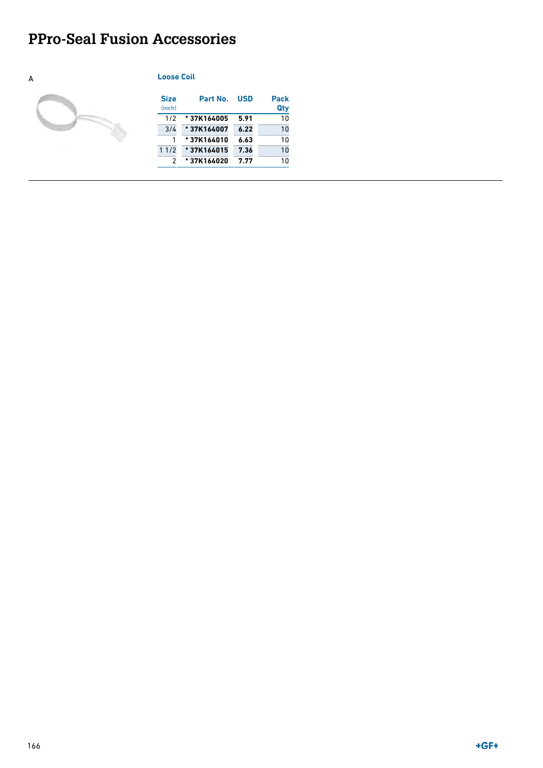# PPro-Seal Fusion Accessories

A

**Loose Coil**

| Size (inch) | Part No. | USD | Pack Qty |
|---|---|---|---|
| 1/2 | * 37K164005 | 5.91 | 10 |
| 3/4 | * 37K164007 | 6.22 | 10 |
| 1 | * 37K164010 | 6.63 | 10 |
| 1 1/2 | * 37K164015 | 7.36 | 10 |
| 2 | * 37K164020 | 7.77 | 10 |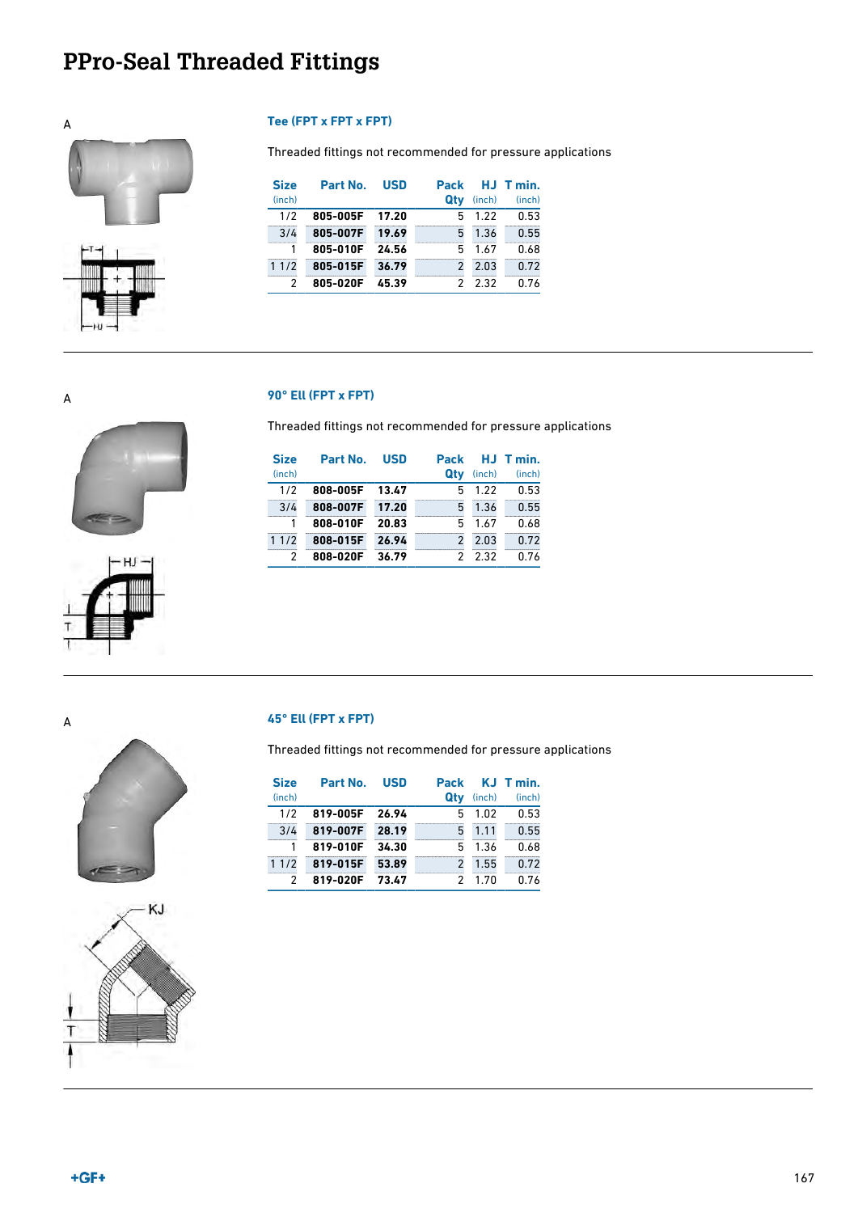# PPro-Seal Threaded Fittings

A

### Tee (FPT x FPT x FPT)

Threaded fittings not recommended for pressure applications

| Size (inch) | Part No. | USD | Pack Qty | HJ (inch) | T min. (inch) |
|---|---|---|---|---|---|
| 1/2 | 805-005F | 17.20 | 5 | 1.22 | 0.53 |
| 3/4 | 805-007F | 19.69 | 5 | 1.36 | 0.55 |
| 1 | 805-010F | 24.56 | 5 | 1.67 | 0.68 |
| 1 1/2 | 805-015F | 36.79 | 2 | 2.03 | 0.72 |
| 2 | 805-020F | 45.39 | 2 | 2.32 | 0.76 |

A

### 90° Ell (FPT x FPT)

Threaded fittings not recommended for pressure applications

| Size (inch) | Part No. | USD | Pack Qty | HJ (inch) | T min. (inch) |
|---|---|---|---|---|---|
| 1/2 | 808-005F | 13.47 | 5 | 1.22 | 0.53 |
| 3/4 | 808-007F | 17.20 | 5 | 1.36 | 0.55 |
| 1 | 808-010F | 20.83 | 5 | 1.67 | 0.68 |
| 1 1/2 | 808-015F | 26.94 | 2 | 2.03 | 0.72 |
| 2 | 808-020F | 36.79 | 2 | 2.32 | 0.76 |

A

### 45° Ell (FPT x FPT)

Threaded fittings not recommended for pressure applications

| Size (inch) | Part No. | USD | Pack Qty | KJ (inch) | T min. (inch) |
|---|---|---|---|---|---|
| 1/2 | 819-005F | 26.94 | 5 | 1.02 | 0.53 |
| 3/4 | 819-007F | 28.19 | 5 | 1.11 | 0.55 |
| 1 | 819-010F | 34.30 | 5 | 1.36 | 0.68 |
| 1 1/2 | 819-015F | 53.89 | 2 | 1.55 | 0.72 |
| 2 | 819-020F | 73.47 | 2 | 1.70 | 0.76 |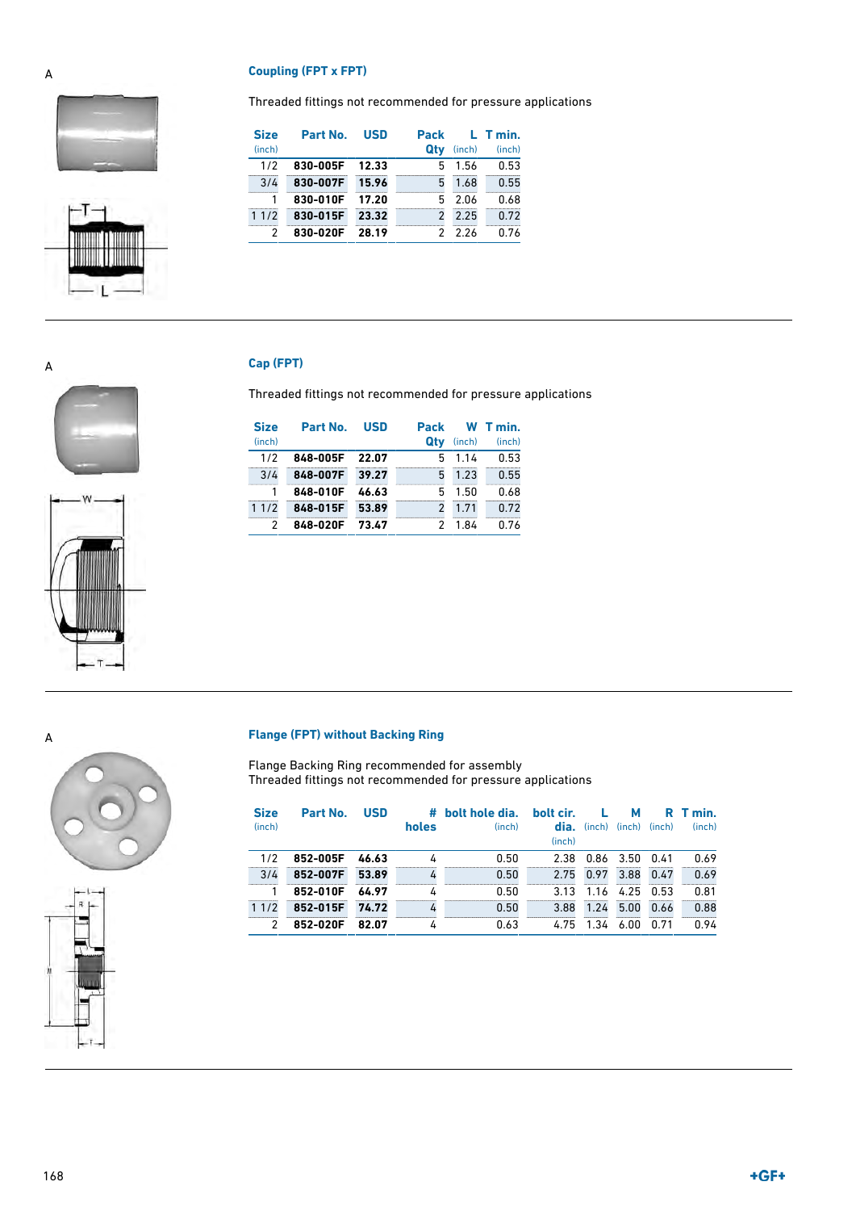A

## Coupling (FPT x FPT)

Threaded fittings not recommended for pressure applications

| Size (inch) | Part No. | USD | Pack Qty | L (inch) | T min. (inch) |
|---|---|---|---|---|---|
| 1/2 | **830-005F** | **12.33** | 5 | 1.56 | 0.53 |
| 3/4 | **830-007F** | **15.96** | 5 | 1.68 | 0.55 |
| 1 | **830-010F** | **17.20** | 5 | 2.06 | 0.68 |
| 1 1/2 | **830-015F** | **23.32** | 2 | 2.25 | 0.72 |
| 2 | **830-020F** | **28.19** | 2 | 2.26 | 0.76 |

A

## Cap (FPT)

Threaded fittings not recommended for pressure applications

| Size (inch) | Part No. | USD | Pack Qty | W (inch) | T min. (inch) |
|---|---|---|---|---|---|
| 1/2 | **848-005F** | **22.07** | 5 | 1.14 | 0.53 |
| 3/4 | **848-007F** | **39.27** | 5 | 1.23 | 0.55 |
| 1 | **848-010F** | **46.63** | 5 | 1.50 | 0.68 |
| 1 1/2 | **848-015F** | **53.89** | 2 | 1.71 | 0.72 |
| 2 | **848-020F** | **73.47** | 2 | 1.84 | 0.76 |

A

## Flange (FPT) without Backing Ring

Flange Backing Ring recommended for assembly
Threaded fittings not recommended for pressure applications

| Size (inch) | Part No. | USD | # holes | bolt hole dia. (inch) | bolt cir. dia. (inch) | L (inch) | M (inch) | R (inch) | T min. (inch) |
|---|---|---|---|---|---|---|---|---|---|
| 1/2 | **852-005F** | **46.63** | 4 | 0.50 | 2.38 | 0.86 | 3.50 | 0.41 | 0.69 |
| 3/4 | **852-007F** | **53.89** | 4 | 0.50 | 2.75 | 0.97 | 3.88 | 0.47 | 0.69 |
| 1 | **852-010F** | **64.97** | 4 | 0.50 | 3.13 | 1.16 | 4.25 | 0.53 | 0.81 |
| 1 1/2 | **852-015F** | **74.72** | 4 | 0.50 | 3.88 | 1.24 | 5.00 | 0.66 | 0.88 |
| 2 | **852-020F** | **82.07** | 4 | 0.63 | 4.75 | 1.34 | 6.00 | 0.71 | 0.94 |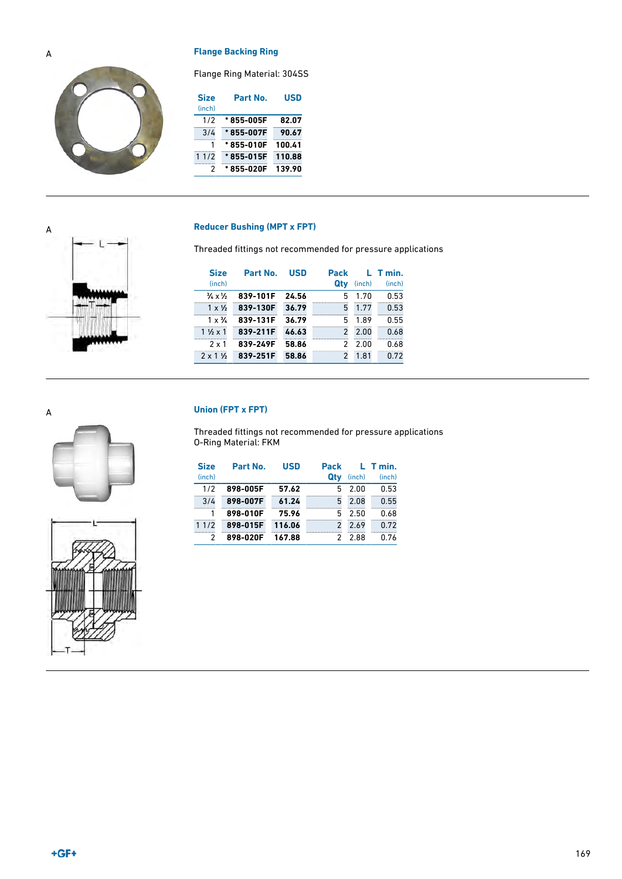A

### Flange Backing Ring

Flange Ring Material: 304SS

| Size (inch) | Part No. | USD |
|---|---|---|
| 1/2 | * 855-005F | 82.07 |
| 3/4 | * 855-007F | 90.67 |
| 1 | * 855-010F | 100.41 |
| 1 1/2 | * 855-015F | 110.88 |
| 2 | * 855-020F | 139.90 |

A

### Reducer Bushing (MPT x FPT)

Threaded fittings not recommended for pressure applications

| Size (inch) | Part No. | USD | Pack Qty | L (inch) | T min. (inch) |
|---|---|---|---|---|---|
| ¾ x ½ | 839-101F | 24.56 | 5 | 1.70 | 0.53 |
| 1 x ½ | 839-130F | 36.79 | 5 | 1.77 | 0.53 |
| 1 x ¾ | 839-131F | 36.79 | 5 | 1.89 | 0.55 |
| 1 ½ x 1 | 839-211F | 46.63 | 2 | 2.00 | 0.68 |
| 2 x 1 | 839-249F | 58.86 | 2 | 2.00 | 0.68 |
| 2 x 1 ½ | 839-251F | 58.86 | 2 | 1.81 | 0.72 |

A

### Union (FPT x FPT)

Threaded fittings not recommended for pressure applications
O-Ring Material: FKM

| Size (inch) | Part No. | USD | Pack Qty | L (inch) | T min. (inch) |
|---|---|---|---|---|---|
| 1/2 | 898-005F | 57.62 | 5 | 2.00 | 0.53 |
| 3/4 | 898-007F | 61.24 | 5 | 2.08 | 0.55 |
| 1 | 898-010F | 75.96 | 5 | 2.50 | 0.68 |
| 1 1/2 | 898-015F | 116.06 | 2 | 2.69 | 0.72 |
| 2 | 898-020F | 167.88 | 2 | 2.88 | 0.76 |